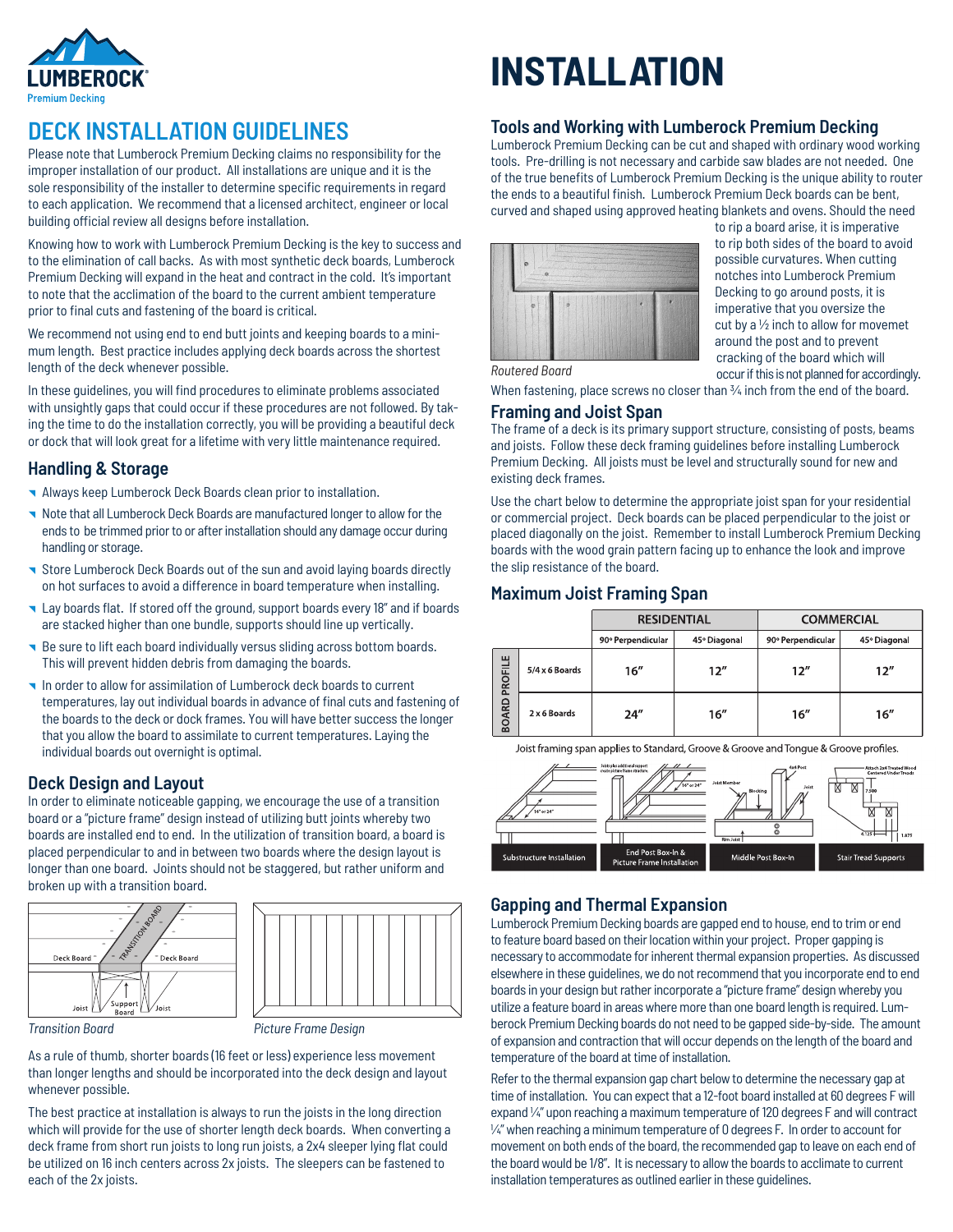# INSTALLATION

## DECK INSTALLATION GUIDELINES

Please note that Lumberock Premium Decking claims no responsibility for the improper installation of our product. All installations are unique and it is the sole responsibility of the installer to determine specific requirements in regard to each application. We recommend that a licensed architect, engineer or local building official review all designs before installation.

Knowing how to work with Lumberock Premium Decking is the key to success and to the elimination of call backs. As with most synthetic deck boards, Lumberock Premium Decking will expand in the heat and contract in the cold. It's important to note that the acclimation of the board to the current ambient temperature prior to final cuts and fastening of the board is critical.

We recommend not using end to end butt joints and keeping boards to a minimum length. Best practice includes applying deck boards across the shortest length of the deck whenever possible.

In these guidelines, you will find procedures to eliminate problems associated with unsightly gaps that could occur if these procedures are not followed. By taking the time to do the installation correctly, you will be providing a beautiful deck or dock that will look great for a lifetime with very little maintenance required.

### Handling & Storage

- Always keep Lumberock Deck Boards clean prior to installation.
- Note that all Lumberock Deck Boards are manufactured longer to allow for the ends to be trimmed prior to or after installation should any damage occur during handling or storage.
- Store Lumberock Deck Boards out of the sun and avoid laying boards directly on hot surfaces to avoid a difference in board temperature when installing.
- Lay boards flat. If stored off the ground, support boards every 18" and if boards are stacked higher than one bundle, supports should line up vertically.
- Be sure to lift each board individually versus sliding across bottom boards. This will prevent hidden debris from damaging the boards.
- In order to allow for assimilation of Lumberock deck boards to current temperatures, lay out individual boards in advance of final cuts and fastening of the boards to the deck or dock frames. You will have better success the longer that you allow the board to assimilate to current temperatures. Laying the individual boards out overnight is optimal.

### Deck Design and Layout

In order to eliminate noticeable gapping, we encourage the use of a transition board or a "picture frame" design instead of utilizing butt joints whereby two boards are installed end to end. In the utilization of transition board, a board is placed perpendicular to and in between two boards where the design layout is longer than one board. Joints should not be staggered, but rather uniform and broken up with a transition board.

*Transition Board*

*Picture Frame Design*

As a rule of thumb, shorter boards (16 feet or less) experience less movement than longer lengths and should be incorporated into the deck design and layout whenever possible.

The best practice at installation is always to run the joists in the long direction which will provide for the use of shorter length deck boards. When converting a deck frame from short run joists to long run joists, a 2x4 sleeper lying flat could be utilized on 16 inch centers across 2x joists. The sleepers can be fastened to each of the 2x joists.

### Tools and Working with Lumberock Premium Decking

Lumberock Premium Decking can be cut and shaped with ordinary wood working tools. Pre-drilling is not necessary and carbide saw blades are not needed. One of the true benefits of Lumberock Premium Decking is the unique ability to router the ends to a beautiful finish. Lumberock Premium Deck boards can be bent, curved and shaped using approved heating blankets and ovens. Should the need to rip a board arise, it is imperative to rip both sides of the board to avoid possible curvatures. When cutting notches into Lumberock Premium Decking to go around posts, it is imperative that you oversize the cut by a ½ inch to allow for movemet around the post and to prevent cracking of the board which will occur if this is not planned for accordingly.

*Routered Board*

When fastening, place screws no closer than ¾ inch from the end of the board.

### Framing and Joist Span

The frame of a deck is its primary support structure, consisting of posts, beams and joists. Follow these deck framing guidelines before installing Lumberock Premium Decking. All joists must be level and structurally sound for new and existing deck frames.

Use the chart below to determine the appropriate joist span for your residential or commercial project. Deck boards can be placed perpendicular to the joist or placed diagonally on the joist. Remember to install Lumberock Premium Decking boards with the wood grain pattern facing up to enhance the look and improve the slip resistance of the board.

### Maximum Joist Framing Span

| | RESIDENTIAL | | COMMERCIAL | |
|---|---|---|---|---|
| BOARD PROFILE | 90° Perpendicular | 45° Diagonal | 90° Perpendicular | 45° Diagonal |
| 5/4 x 6 Boards | 16" | 12" | 12" | 12" |
| 2 x 6 Boards | 24" | 16" | 16" | 16" |

Joist framing span applies to Standard, Groove & Groove and Tongue & Groove profiles.

Substructure Installation | End Post Box-In & Picture Frame Installation | Middle Post Box-In | Stair Tread Supports

### Gapping and Thermal Expansion

Lumberock Premium Decking boards are gapped end to house, end to trim or end to feature board based on their location within your project. Proper gapping is necessary to accommodate for inherent thermal expansion properties. As discussed elsewhere in these guidelines, we do not recommend that you incorporate end to end boards in your design but rather incorporate a "picture frame" design whereby you utilize a feature board in areas where more than one board length is required. Lumberock Premium Decking boards do not need to be gapped side-by-side. The amount of expansion and contraction that will occur depends on the length of the board and temperature of the board at time of installation.

Refer to the thermal expansion gap chart below to determine the necessary gap at time of installation. You can expect that a 12-foot board installed at 60 degrees F will expand ¼" upon reaching a maximum temperature of 120 degrees F and will contract ¼" when reaching a minimum temperature of 0 degrees F. In order to account for movement on both ends of the board, the recommended gap to leave on each end of the board would be 1/8". It is necessary to allow the boards to acclimate to current installation temperatures as outlined earlier in these guidelines.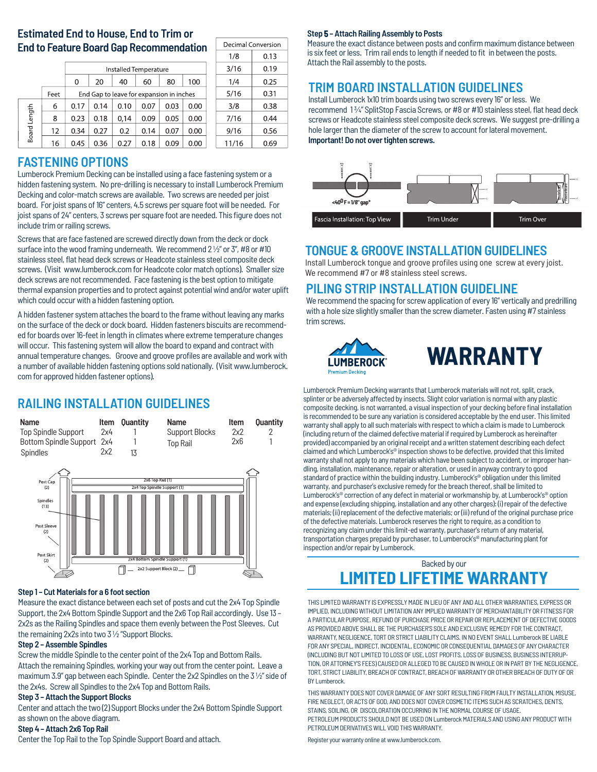## Estimated End to House, End to Trim or End to Feature Board Gap Recommendation

| | | Installed Temperature | | | | | |
|---|---|---|---|---|---|---|---|
| | | 0 | 20 | 40 | 60 | 80 | 100 |
| | Feet | End Gap to leave for expansion in inches | | | | | |
| Board Length | 6 | 0.17 | 0.14 | 0.10 | 0.07 | 0.03 | 0.00 |
| | 8 | 0.23 | 0.18 | 0,14 | 0.09 | 0.05 | 0.00 |
| | 12 | 0.34 | 0.27 | 0.2 | 0.14 | 0.07 | 0.00 |
| | 16 | 0.45 | 0.36 | 0.27 | 0.18 | 0.09 | 0.00 |

| Decimal Conversion | |
|---|---|
| 1/8 | 0.13 |
| 3/16 | 0.19 |
| 1/4 | 0.25 |
| 5/16 | 0.31 |
| 3/8 | 0.38 |
| 7/16 | 0.44 |
| 9/16 | 0.56 |
| 11/16 | 0.69 |

## FASTENING OPTIONS

Lumberock Premium Decking can be installed using a face fastening system or a hidden fastening system. No pre-drilling is necessary to install Lumberock Premium Decking and color-match screws are available. Two screws are needed per joist board. For joist spans of 16" centers, 4.5 screws per square foot will be needed. For joist spans of 24" centers, 3 screws per square foot are needed. This figure does not include trim or railing screws.

Screws that are face fastened are screwed directly down from the deck or dock surface into the wood framing underneath. We recommend 2 ½" or 3", #8 or #10 stainless steel, flat head deck screws or Headcote stainless steel composite deck screws. (Visit www.lumberock.com for Headcote color match options). Smaller size deck screws are not recommended. Face fastening is the best option to mitigate thermal expansion properties and to protect against potential wind and/or water uplift which could occur with a hidden fastening option.

A hidden fastener system attaches the board to the frame without leaving any marks on the surface of the deck or dock board. Hidden fasteners biscuits are recommended for boards over 16-feet in length in climates where extreme temperature changes will occur. This fastening system will allow the board to expand and contract with annual temperature changes. Groove and groove profiles are available and work with a number of available hidden fastening options sold nationally. (Visit www.lumberock.com for approved hidden fastener options).

## RAILING INSTALLATION GUIDELINES

| Name | Item | Quantity |
|---|---|---|
| Top Spindle Support | 2x4 | 1 |
| Bottom Spindle Support | 2x4 | 1 |
| Spindles | 2x2 | 13 |
| Support Blocks | 2x2 | 2 |
| Top Rail | 2x6 | 1 |

Post Cap (2)
Spindles (13)
Post Sleeve (2)
Post Skirt (2)
2x6 Top Rail (1)
2x4 Top Spindle Support (1)
2x4 Bottom Spindle Support (1)
2x2 Support Block (2)

**Step 1 – Cut Materials for a 6 foot section**
Measure the exact distance between each set of posts and cut the 2x4 Top Spindle Support, the 2x4 Bottom Spindle Support and the 2x6 Top Rail accordingly. Use 13 - 2x2s as the Railing Spindles and space them evenly between the Post Sleeves. Cut the remaining 2x2s into two 3 ½"Support Blocks.

**Step 2 – Assemble Spindles**
Screw the middle Spindle to the center point of the 2x4 Top and Bottom Rails. Attach the remaining Spindles, working your way out from the center point. Leave a maximum 3.9" gap between each Spindle. Center the 2x2 Spindles on the 3 ½" side of the 2x4s. Screw all Spindles to the 2x4 Top and Bottom Rails.

**Step 3 – Attach the Support Blocks**
Center and attach the two (2) Support Blocks under the 2x4 Bottom Spindle Support as shown on the above diagram.

**Step 4 – Attach 2x6 Top Rail**
Center the Top Rail to the Top Spindle Support Board and attach.

**Step 5 – Attach Railing Assembly to Posts**
Measure the exact distance between posts and confirm maximum distance between is six feet or less. Trim rail ends to length if needed to fit in between the posts. Attach the Rail assembly to the posts.

## TRIM BOARD INSTALLATION GUIDELINES

Install Lumberock 1x10 trim boards using two screws every 16" or less. We recommend 1¾" SplitStop Fascia Screws, or #8 or #10 stainless steel, flat head deck screws or Headcote stainless steel composite deck screws. We suggest pre-drilling a hole larger than the diameter of the screw to account for lateral movement. **Important! Do not over tighten screws.**

<40⁰ F = 1/8" gap*

Fascia Installation: Top View | Trim Under | Trim Over

## TONGUE & GROOVE INSTALLATION GUIDELINES

Install Lumberock tongue and groove profiles using one screw at every joist. We recommend #7 or #8 stainless steel screws.

## PILING STRIP INSTALLATION GUIDELINE

We recommend the spacing for screw application of every 16" vertically and predrilling with a hole size slightly smaller than the screw diameter. Fasten using #7 stainless trim screws.

LUMBEROCK Premium Decking

# WARRANTY

Lumberock Premium Decking warrants that Lumberock materials will not rot, split, crack, splinter or be adversely affected by insects. Slight color variation is normal with any plastic composite decking, is not warranted, a visual inspection of your decking before final installation is recommended to be sure any variation is considered acceptable by the end user. This limited warranty shall apply to all such materials with respect to which a claim is made to Lumberock (including return of the claimed defective material if required by Lumberock as hereinafter provided) accompanied by an original receipt and a written statement describing each defect claimed and which Lumberock's® inspection shows to be defective, provided that this limited warranty shall not apply to any materials which have been subject to accident, or improper handling, installation, maintenance, repair or alteration, or used in anyway contrary to good standard of practice within the building industry. Lumberock's® obligation under this limited warranty, and purchaser's exclusive remedy for the breach thereof, shall be limited to Lumberock's® correction of any defect in material or workmanship by, at Lumberock's® option and expense (excluding shipping, installation and any other charges): (i) repair of the defective materials; (ii) replacement of the defective materials; or (iii) refund of the original purchase price of the defective materials. Lumberock reserves the right to require, as a condition to recognizing any claim under this limit-ed warranty, purchaser's return of any material, transportation charges prepaid by purchaser, to Lumberock's® manufacturing plant for inspection and/or repair by Lumberock.

Backed by our

## LIMITED LIFETIME WARRANTY

THIS LIMITED WARRANTY IS EXPRESSLY MADE IN LIEU OF ANY AND ALL OTHER WARRANTIES, EXPRESS OR IMPLIED, INCLUDING WITHOUT LIMITATION ANY IMPLIED WARRANTY OF MERCHANTABILITY OR FITNESS FOR A PARTICULAR PURPOSE. REFUND OF PURCHASE PRICE OR REPAIR OR REPLACEMENT OF DEFECTIVE GOODS AS PROVIDED ABOVE SHALL BE THE PURCHASER'S SOLE AND EXCLUSIVE REMEDY FOR THE CONTRACT, WARRANTY, NEGLIGENCE, TORT OR STRICT LIABILITY CLAIMS. IN NO EVENT SHALL Lumberock BE LIABLE FOR ANY SPECIAL, INDIRECT, INCIDENTAL, ECONOMIC OR CONSEQUENTIAL DAMAGES OF ANY CHARACTER (INCLUDING BUT NOT LIMITED TO LOSS OF USE, LOST PROFITS, LOSS OF BUSINESS, BUSINESS INTERRUPTION, OR ATTORNEY'S FEES) CAUSED OR ALLEGED TO BE CAUSED IN WHOLE OR IN PART BY THE NEGLIGENCE, TORT, STRICT LIABILITY, BREACH OF CONTRACT, BREACH OF WARRANTY OR OTHER BREACH OF DUTY OF OR BY Lumberock.

THIS WARRANTY DOES NOT COVER DAMAGE OF ANY SORT RESULTING FROM FAULTY INSTALLATION, MISUSE, FIRE NEGLECT, OR ACTS OF GOD, AND DOES NOT COVER COSMETIC ITEMS SUCH AS SCRATCHES, DENTS, STAINS, SOILING, OR DISCOLORATION OCCURRING IN THE NORMAL COURSE OF USAGE. PETROLEUM PRODUCTS SHOULD NOT BE USED ON Lumberock MATERIALS AND USING ANY PRODUCT WITH PETROLEUM DERIVATIVES WILL VOID THIS WARRANTY.

Register your warranty online at www.lumberock.com.